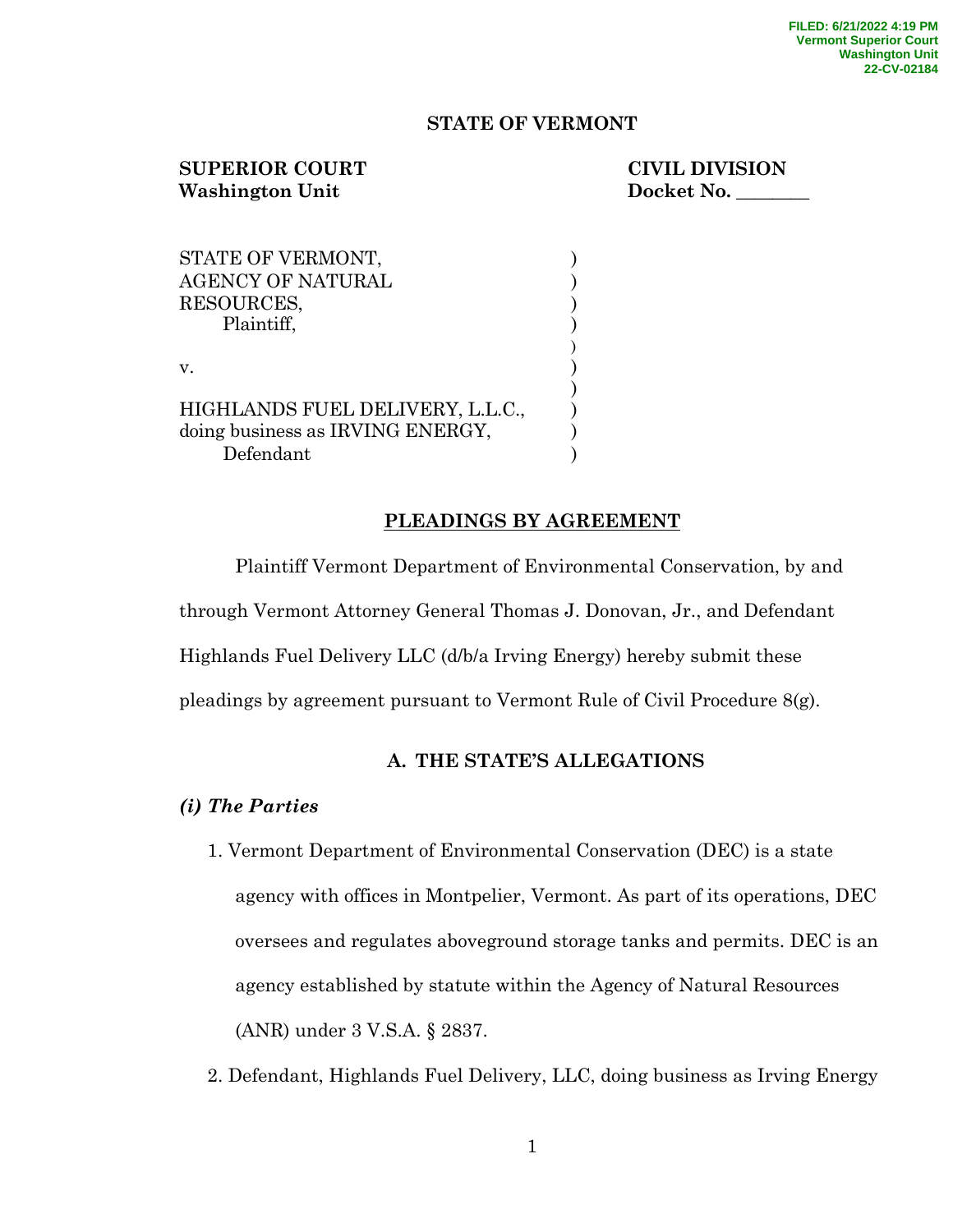FILED: 6/21/2022 4:19 PM
Vermont Superior Court
Washington Unit
22-CV-02184

**STATE OF VERMONT**

**SUPERIOR COURT**
**Washington Unit**

**CIVIL DIVISION**
**Docket No. \_\_\_\_\_\_\_\_**

STATE OF VERMONT,
AGENCY OF NATURAL
RESOURCES,
Plaintiff,

v.

HIGHLANDS FUEL DELIVERY, L.L.C.,
doing business as IRVING ENERGY,
Defendant

## PLEADINGS BY AGREEMENT

Plaintiff Vermont Department of Environmental Conservation, by and through Vermont Attorney General Thomas J. Donovan, Jr., and Defendant Highlands Fuel Delivery LLC (d/b/a Irving Energy) hereby submit these pleadings by agreement pursuant to Vermont Rule of Civil Procedure 8(g).

## A. THE STATE'S ALLEGATIONS

### *(i) The Parties*

1. Vermont Department of Environmental Conservation (DEC) is a state agency with offices in Montpelier, Vermont. As part of its operations, DEC oversees and regulates aboveground storage tanks and permits. DEC is an agency established by statute within the Agency of Natural Resources (ANR) under 3 V.S.A. § 2837.
2. Defendant, Highlands Fuel Delivery, LLC, doing business as Irving Energy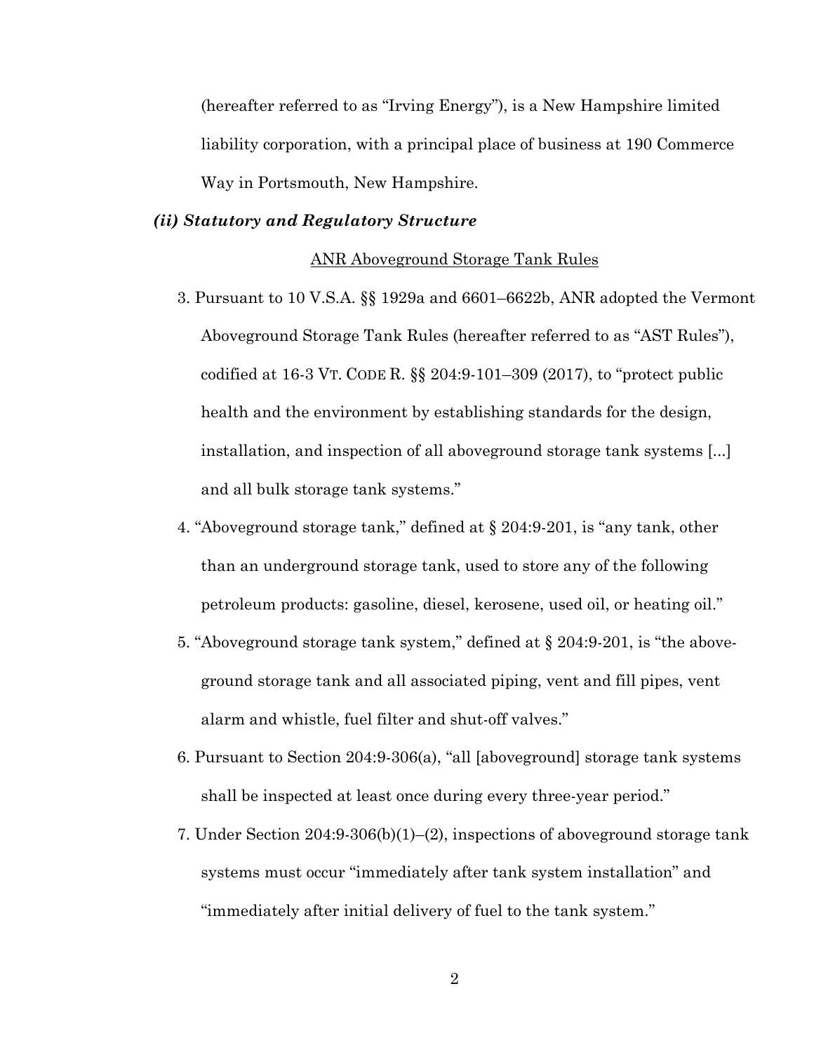(hereafter referred to as "Irving Energy"), is a New Hampshire limited liability corporation, with a principal place of business at 190 Commerce Way in Portsmouth, New Hampshire.

### *(ii) Statutory and Regulatory Structure*

<u>ANR Aboveground Storage Tank Rules</u>

3. Pursuant to 10 V.S.A. §§ 1929a and 6601–6622b, ANR adopted the Vermont Aboveground Storage Tank Rules (hereafter referred to as "AST Rules"), codified at 16-3 VT. CODE R. §§ 204:9-101–309 (2017), to "protect public health and the environment by establishing standards for the design, installation, and inspection of all aboveground storage tank systems [...] and all bulk storage tank systems."

4. "Aboveground storage tank," defined at § 204:9-201, is "any tank, other than an underground storage tank, used to store any of the following petroleum products: gasoline, diesel, kerosene, used oil, or heating oil."

5. "Aboveground storage tank system," defined at § 204:9-201, is "the above-ground storage tank and all associated piping, vent and fill pipes, vent alarm and whistle, fuel filter and shut-off valves."

6. Pursuant to Section 204:9-306(a), "all [aboveground] storage tank systems shall be inspected at least once during every three-year period."

7. Under Section 204:9-306(b)(1)–(2), inspections of aboveground storage tank systems must occur "immediately after tank system installation" and "immediately after initial delivery of fuel to the tank system."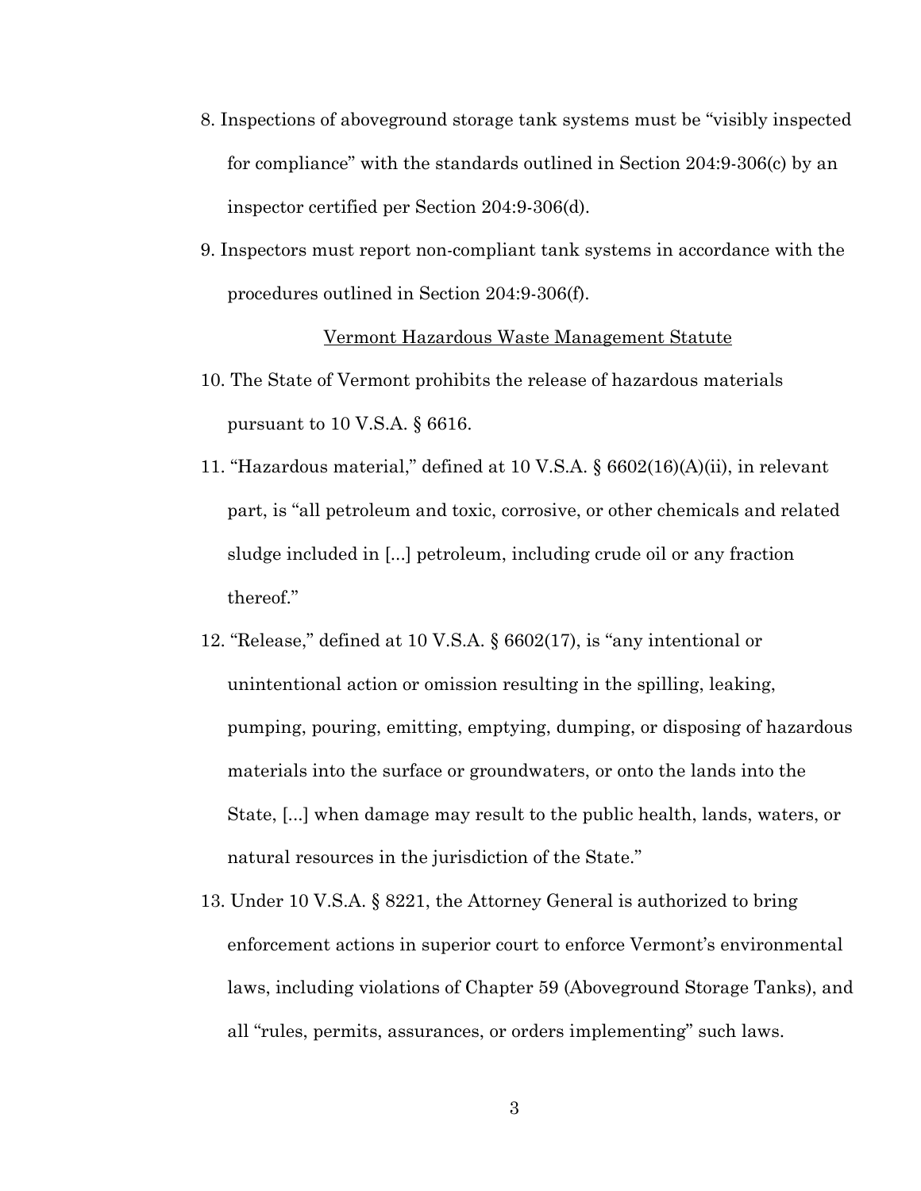8. Inspections of aboveground storage tank systems must be "visibly inspected for compliance" with the standards outlined in Section 204:9-306(c) by an inspector certified per Section 204:9-306(d).

9. Inspectors must report non-compliant tank systems in accordance with the procedures outlined in Section 204:9-306(f).

<u>Vermont Hazardous Waste Management Statute</u>

10. The State of Vermont prohibits the release of hazardous materials pursuant to 10 V.S.A. § 6616.

11. "Hazardous material," defined at 10 V.S.A. § 6602(16)(A)(ii), in relevant part, is "all petroleum and toxic, corrosive, or other chemicals and related sludge included in [...] petroleum, including crude oil or any fraction thereof."

12. "Release," defined at 10 V.S.A. § 6602(17), is "any intentional or unintentional action or omission resulting in the spilling, leaking, pumping, pouring, emitting, emptying, dumping, or disposing of hazardous materials into the surface or groundwaters, or onto the lands into the State, [...] when damage may result to the public health, lands, waters, or natural resources in the jurisdiction of the State."

13. Under 10 V.S.A. § 8221, the Attorney General is authorized to bring enforcement actions in superior court to enforce Vermont's environmental laws, including violations of Chapter 59 (Aboveground Storage Tanks), and all "rules, permits, assurances, or orders implementing" such laws.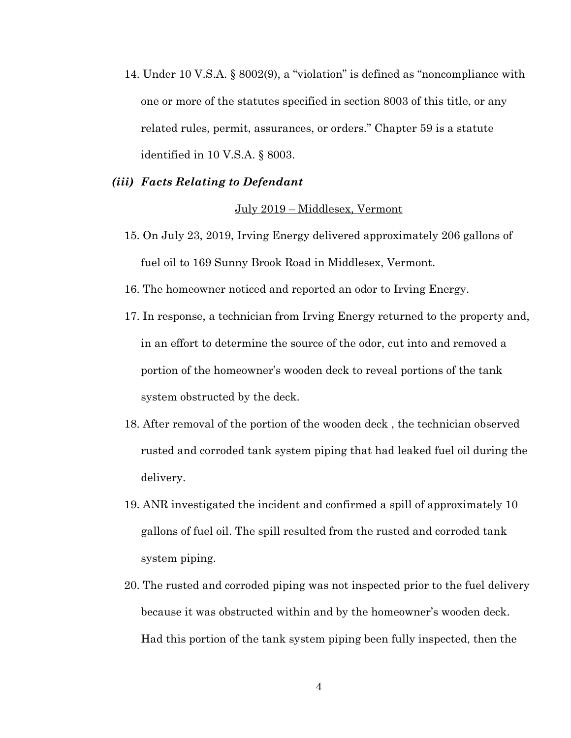14. Under 10 V.S.A. § 8002(9), a "violation" is defined as "noncompliance with one or more of the statutes specified in section 8003 of this title, or any related rules, permit, assurances, or orders." Chapter 59 is a statute identified in 10 V.S.A. § 8003.

### *(iii) Facts Relating to Defendant*

<u>July 2019 – Middlesex, Vermont</u>

15. On July 23, 2019, Irving Energy delivered approximately 206 gallons of fuel oil to 169 Sunny Brook Road in Middlesex, Vermont.
16. The homeowner noticed and reported an odor to Irving Energy.
17. In response, a technician from Irving Energy returned to the property and, in an effort to determine the source of the odor, cut into and removed a portion of the homeowner's wooden deck to reveal portions of the tank system obstructed by the deck.
18. After removal of the portion of the wooden deck , the technician observed rusted and corroded tank system piping that had leaked fuel oil during the delivery.
19. ANR investigated the incident and confirmed a spill of approximately 10 gallons of fuel oil. The spill resulted from the rusted and corroded tank system piping.
20. The rusted and corroded piping was not inspected prior to the fuel delivery because it was obstructed within and by the homeowner's wooden deck. Had this portion of the tank system piping been fully inspected, then the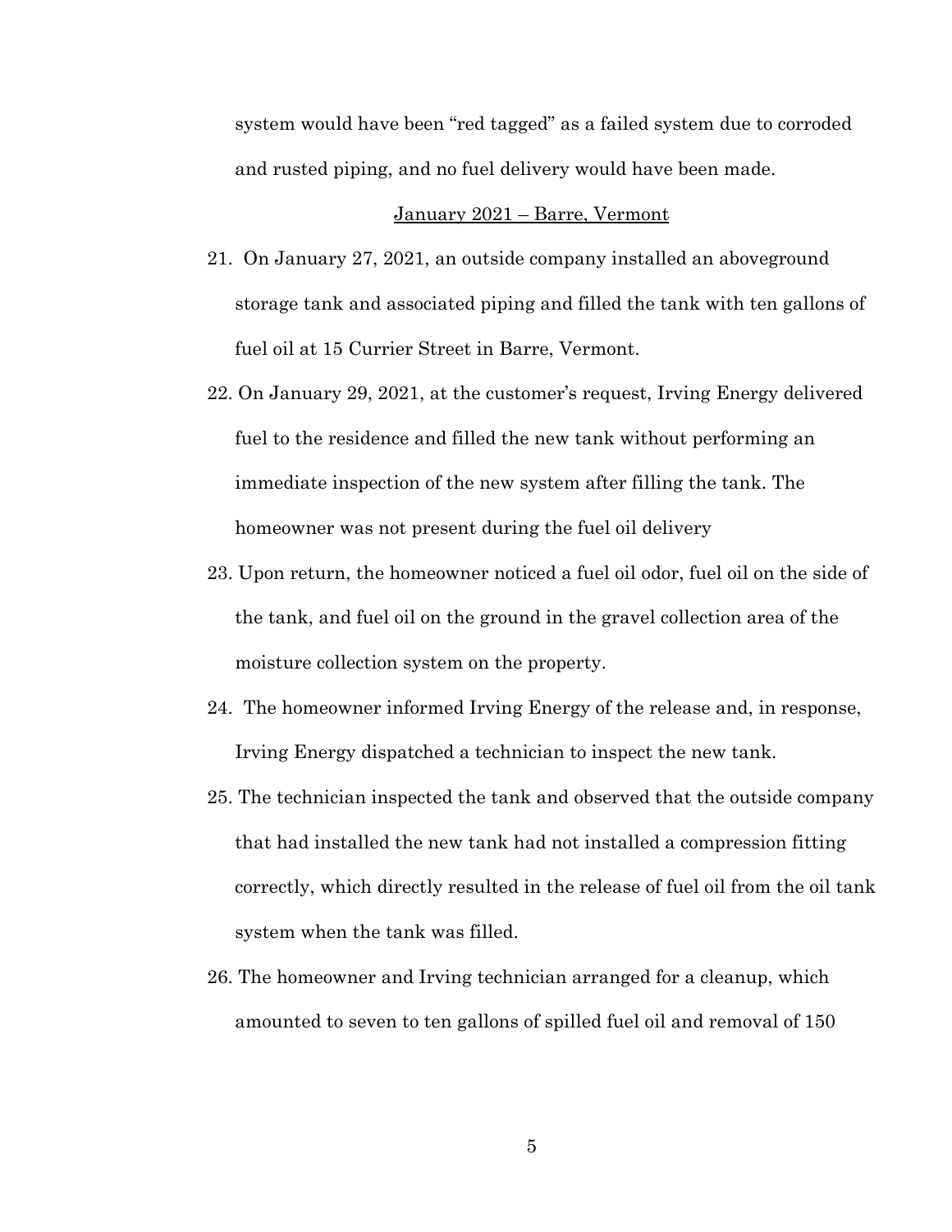system would have been "red tagged" as a failed system due to corroded and rusted piping, and no fuel delivery would have been made.

<u>January 2021 – Barre, Vermont</u>

21. On January 27, 2021, an outside company installed an aboveground storage tank and associated piping and filled the tank with ten gallons of fuel oil at 15 Currier Street in Barre, Vermont.

22. On January 29, 2021, at the customer's request, Irving Energy delivered fuel to the residence and filled the new tank without performing an immediate inspection of the new system after filling the tank. The homeowner was not present during the fuel oil delivery

23. Upon return, the homeowner noticed a fuel oil odor, fuel oil on the side of the tank, and fuel oil on the ground in the gravel collection area of the moisture collection system on the property.

24. The homeowner informed Irving Energy of the release and, in response, Irving Energy dispatched a technician to inspect the new tank.

25. The technician inspected the tank and observed that the outside company that had installed the new tank had not installed a compression fitting correctly, which directly resulted in the release of fuel oil from the oil tank system when the tank was filled.

26. The homeowner and Irving technician arranged for a cleanup, which amounted to seven to ten gallons of spilled fuel oil and removal of 150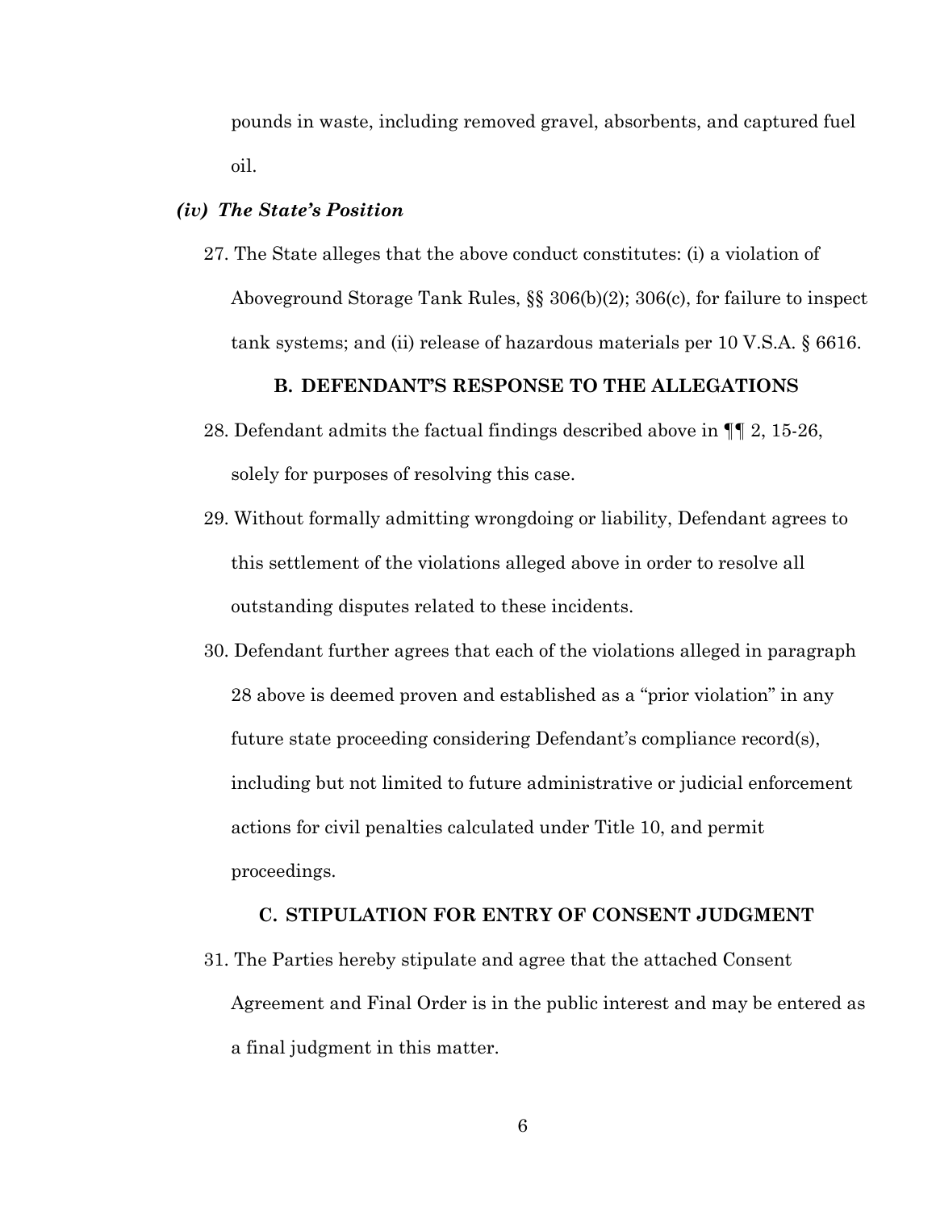pounds in waste, including removed gravel, absorbents, and captured fuel oil.

### *(iv) The State's Position*

27. The State alleges that the above conduct constitutes: (i) a violation of Aboveground Storage Tank Rules, §§ 306(b)(2); 306(c), for failure to inspect tank systems; and (ii) release of hazardous materials per 10 V.S.A. § 6616.

## B. DEFENDANT'S RESPONSE TO THE ALLEGATIONS

28. Defendant admits the factual findings described above in ¶¶ 2, 15-26, solely for purposes of resolving this case.

29. Without formally admitting wrongdoing or liability, Defendant agrees to this settlement of the violations alleged above in order to resolve all outstanding disputes related to these incidents.

30. Defendant further agrees that each of the violations alleged in paragraph 28 above is deemed proven and established as a "prior violation" in any future state proceeding considering Defendant's compliance record(s), including but not limited to future administrative or judicial enforcement actions for civil penalties calculated under Title 10, and permit proceedings.

## C. STIPULATION FOR ENTRY OF CONSENT JUDGMENT

31. The Parties hereby stipulate and agree that the attached Consent Agreement and Final Order is in the public interest and may be entered as a final judgment in this matter.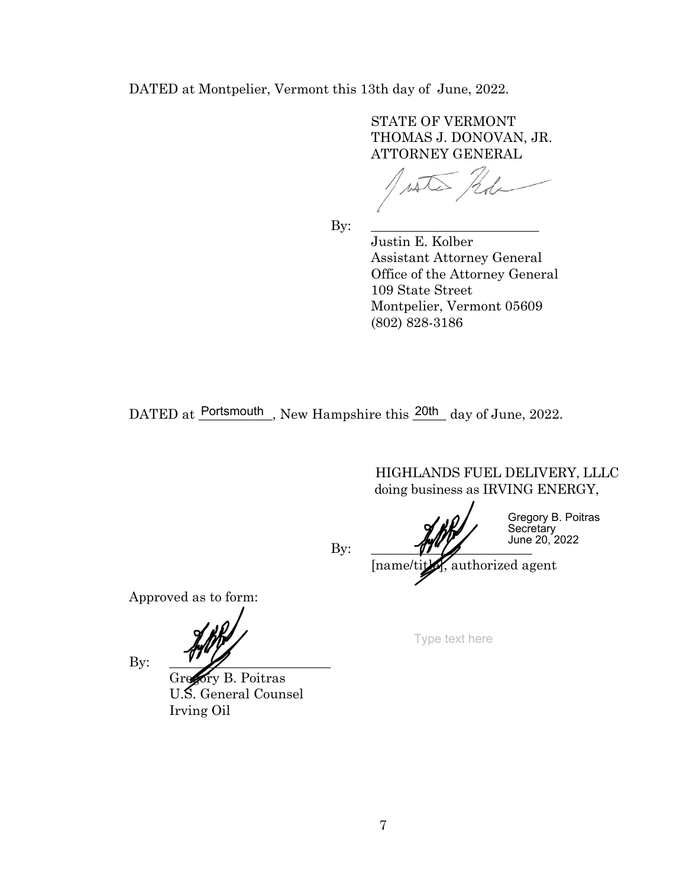DATED at Montpelier, Vermont this 13th day of June, 2022.

STATE OF VERMONT
THOMAS J. DONOVAN, JR.
ATTORNEY GENERAL

By: \_\_\_\_\_\_\_\_\_\_\_\_\_\_\_\_\_\_\_\_\_\_\_\_
Justin E. Kolber
Assistant Attorney General
Office of the Attorney General
109 State Street
Montpelier, Vermont 05609
(802) 828-3186

DATED at Portsmouth, New Hampshire this 20th day of June, 2022.

HIGHLANDS FUEL DELIVERY, LLLC
doing business as IRVING ENERGY,

By: \_\_\_\_\_\_\_\_\_\_\_\_\_\_\_\_\_\_\_\_\_\_\_\_
Gregory B. Poitras
Secretary
June 20, 2022
[name/title], authorized agent

Approved as to form:

By: \_\_\_\_\_\_\_\_\_\_\_\_\_\_\_\_\_\_\_\_\_\_\_\_
Gregory B. Poitras
U.S. General Counsel
Irving Oil

Type text here